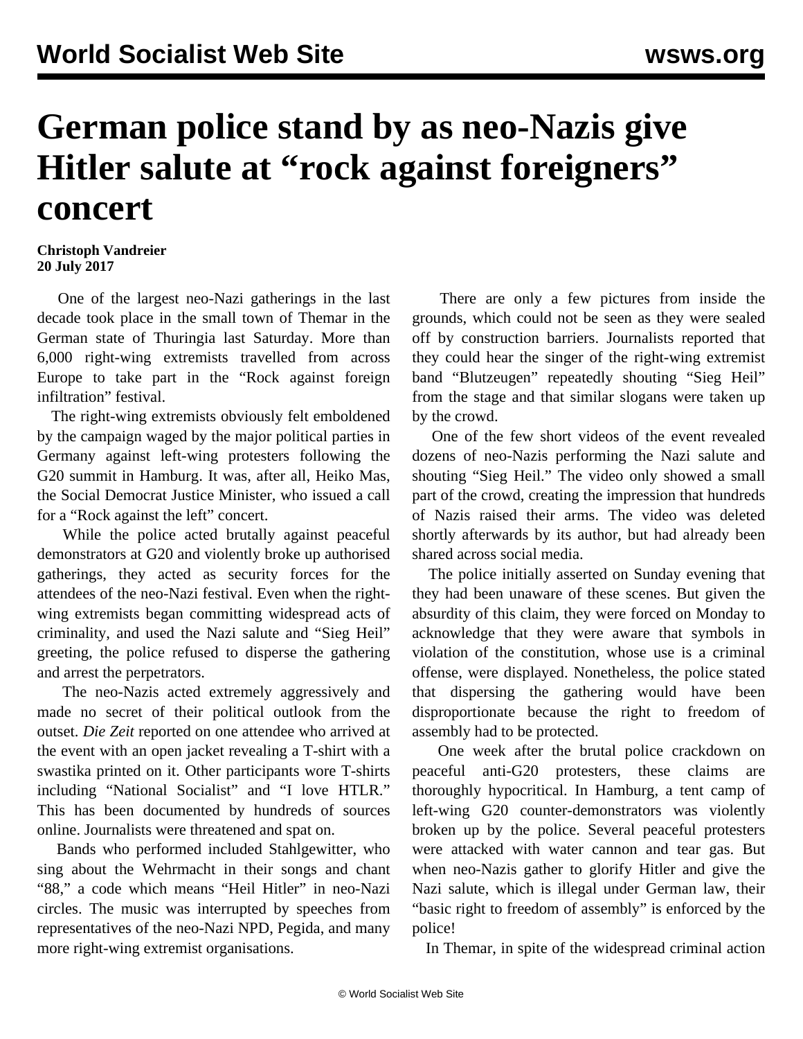# German police stand by as neo-Nazis give Hitler salute at "rock against foreigners" concert

**Christoph Vandreier**
**20 July 2017**

One of the largest neo-Nazi gatherings in the last decade took place in the small town of Themar in the German state of Thuringia last Saturday. More than 6,000 right-wing extremists travelled from across Europe to take part in the "Rock against foreign infiltration" festival.

The right-wing extremists obviously felt emboldened by the campaign waged by the major political parties in Germany against left-wing protesters following the G20 summit in Hamburg. It was, after all, Heiko Mas, the Social Democrat Justice Minister, who issued a call for a "Rock against the left" concert.

While the police acted brutally against peaceful demonstrators at G20 and violently broke up authorised gatherings, they acted as security forces for the attendees of the neo-Nazi festival. Even when the right-wing extremists began committing widespread acts of criminality, and used the Nazi salute and "Sieg Heil" greeting, the police refused to disperse the gathering and arrest the perpetrators.

The neo-Nazis acted extremely aggressively and made no secret of their political outlook from the outset. *Die Zeit* reported on one attendee who arrived at the event with an open jacket revealing a T-shirt with a swastika printed on it. Other participants wore T-shirts including "National Socialist" and "I love HTLR." This has been documented by hundreds of sources online. Journalists were threatened and spat on.

Bands who performed included Stahlgewitter, who sing about the Wehrmacht in their songs and chant "88," a code which means "Heil Hitler" in neo-Nazi circles. The music was interrupted by speeches from representatives of the neo-Nazi NPD, Pegida, and many more right-wing extremist organisations.

There are only a few pictures from inside the grounds, which could not be seen as they were sealed off by construction barriers. Journalists reported that they could hear the singer of the right-wing extremist band "Blutzeugen" repeatedly shouting "Sieg Heil" from the stage and that similar slogans were taken up by the crowd.

One of the few short videos of the event revealed dozens of neo-Nazis performing the Nazi salute and shouting "Sieg Heil." The video only showed a small part of the crowd, creating the impression that hundreds of Nazis raised their arms. The video was deleted shortly afterwards by its author, but had already been shared across social media.

The police initially asserted on Sunday evening that they had been unaware of these scenes. But given the absurdity of this claim, they were forced on Monday to acknowledge that they were aware that symbols in violation of the constitution, whose use is a criminal offense, were displayed. Nonetheless, the police stated that dispersing the gathering would have been disproportionate because the right to freedom of assembly had to be protected.

One week after the brutal police crackdown on peaceful anti-G20 protesters, these claims are thoroughly hypocritical. In Hamburg, a tent camp of left-wing G20 counter-demonstrators was violently broken up by the police. Several peaceful protesters were attacked with water cannon and tear gas. But when neo-Nazis gather to glorify Hitler and give the Nazi salute, which is illegal under German law, their "basic right to freedom of assembly" is enforced by the police!

In Themar, in spite of the widespread criminal action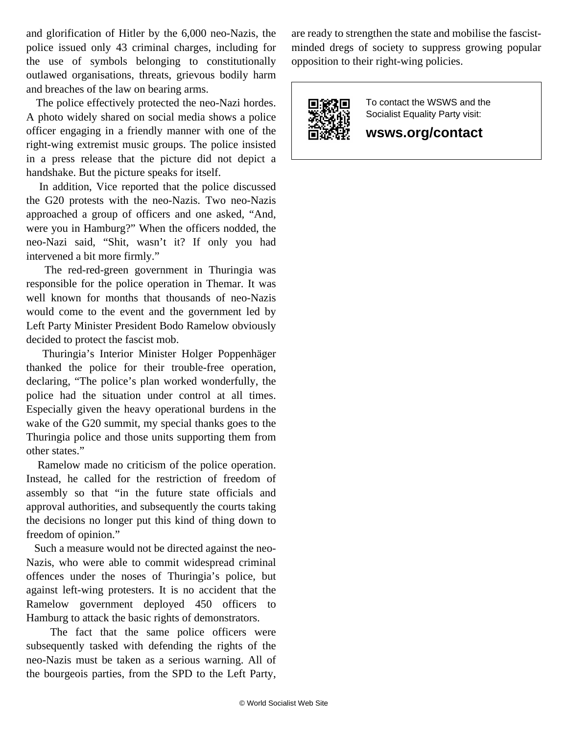and glorification of Hitler by the 6,000 neo-Nazis, the police issued only 43 criminal charges, including for the use of symbols belonging to constitutionally outlawed organisations, threats, grievous bodily harm and breaches of the law on bearing arms.

The police effectively protected the neo-Nazi hordes. A photo widely shared on social media shows a police officer engaging in a friendly manner with one of the right-wing extremist music groups. The police insisted in a press release that the picture did not depict a handshake. But the picture speaks for itself.

In addition, Vice reported that the police discussed the G20 protests with the neo-Nazis. Two neo-Nazis approached a group of officers and one asked, "And, were you in Hamburg?" When the officers nodded, the neo-Nazi said, "Shit, wasn't it? If only you had intervened a bit more firmly."

The red-red-green government in Thuringia was responsible for the police operation in Themar. It was well known for months that thousands of neo-Nazis would come to the event and the government led by Left Party Minister President Bodo Ramelow obviously decided to protect the fascist mob.

Thuringia's Interior Minister Holger Poppenhäger thanked the police for their trouble-free operation, declaring, "The police's plan worked wonderfully, the police had the situation under control at all times. Especially given the heavy operational burdens in the wake of the G20 summit, my special thanks goes to the Thuringia police and those units supporting them from other states."

Ramelow made no criticism of the police operation. Instead, he called for the restriction of freedom of assembly so that "in the future state officials and approval authorities, and subsequently the courts taking the decisions no longer put this kind of thing down to freedom of opinion."

Such a measure would not be directed against the neo-Nazis, who were able to commit widespread criminal offences under the noses of Thuringia's police, but against left-wing protesters. It is no accident that the Ramelow government deployed 450 officers to Hamburg to attack the basic rights of demonstrators.

The fact that the same police officers were subsequently tasked with defending the rights of the neo-Nazis must be taken as a serious warning. All of the bourgeois parties, from the SPD to the Left Party, are ready to strengthen the state and mobilise the fascist-minded dregs of society to suppress growing popular opposition to their right-wing policies.

To contact the WSWS and the Socialist Equality Party visit:

**wsws.org/contact**